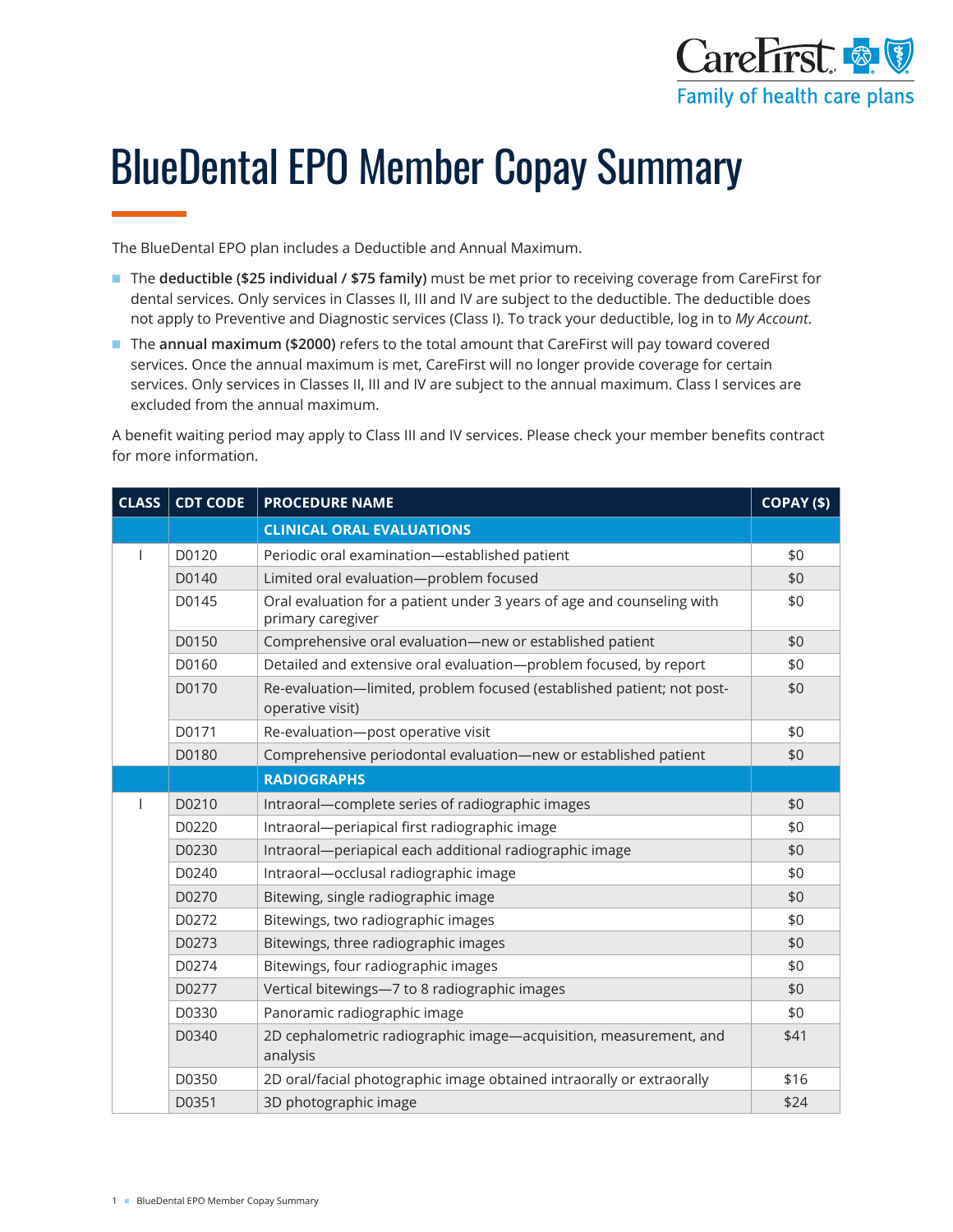# BlueDental EPO Member Copay Summary

The BlueDental EPO plan includes a Deductible and Annual Maximum.

- The **deductible ($25 individual / $75 family)** must be met prior to receiving coverage from CareFirst for dental services. Only services in Classes II, III and IV are subject to the deductible. The deductible does not apply to Preventive and Diagnostic services (Class I). To track your deductible, log in to *My Account*.
- The **annual maximum ($2000)** refers to the total amount that CareFirst will pay toward covered services. Once the annual maximum is met, CareFirst will no longer provide coverage for certain services. Only services in Classes II, III and IV are subject to the annual maximum. Class I services are excluded from the annual maximum.

A benefit waiting period may apply to Class III and IV services. Please check your member benefits contract for more information.

| CLASS | CDT CODE | PROCEDURE NAME | COPAY ($) |
|---|---|---|---|
| | | **CLINICAL ORAL EVALUATIONS** | |
| I | D0120 | Periodic oral examination—established patient | $0 |
| | D0140 | Limited oral evaluation—problem focused | $0 |
| | D0145 | Oral evaluation for a patient under 3 years of age and counseling with primary caregiver | $0 |
| | D0150 | Comprehensive oral evaluation—new or established patient | $0 |
| | D0160 | Detailed and extensive oral evaluation—problem focused, by report | $0 |
| | D0170 | Re-evaluation—limited, problem focused (established patient; not post-operative visit) | $0 |
| | D0171 | Re-evaluation—post operative visit | $0 |
| | D0180 | Comprehensive periodontal evaluation—new or established patient | $0 |
| | | **RADIOGRAPHS** | |
| I | D0210 | Intraoral—complete series of radiographic images | $0 |
| | D0220 | Intraoral—periapical first radiographic image | $0 |
| | D0230 | Intraoral—periapical each additional radiographic image | $0 |
| | D0240 | Intraoral—occlusal radiographic image | $0 |
| | D0270 | Bitewing, single radiographic image | $0 |
| | D0272 | Bitewings, two radiographic images | $0 |
| | D0273 | Bitewings, three radiographic images | $0 |
| | D0274 | Bitewings, four radiographic images | $0 |
| | D0277 | Vertical bitewings—7 to 8 radiographic images | $0 |
| | D0330 | Panoramic radiographic image | $0 |
| | D0340 | 2D cephalometric radiographic image—acquisition, measurement, and analysis | $41 |
| | D0350 | 2D oral/facial photographic image obtained intraorally or extraorally | $16 |
| | D0351 | 3D photographic image | $24 |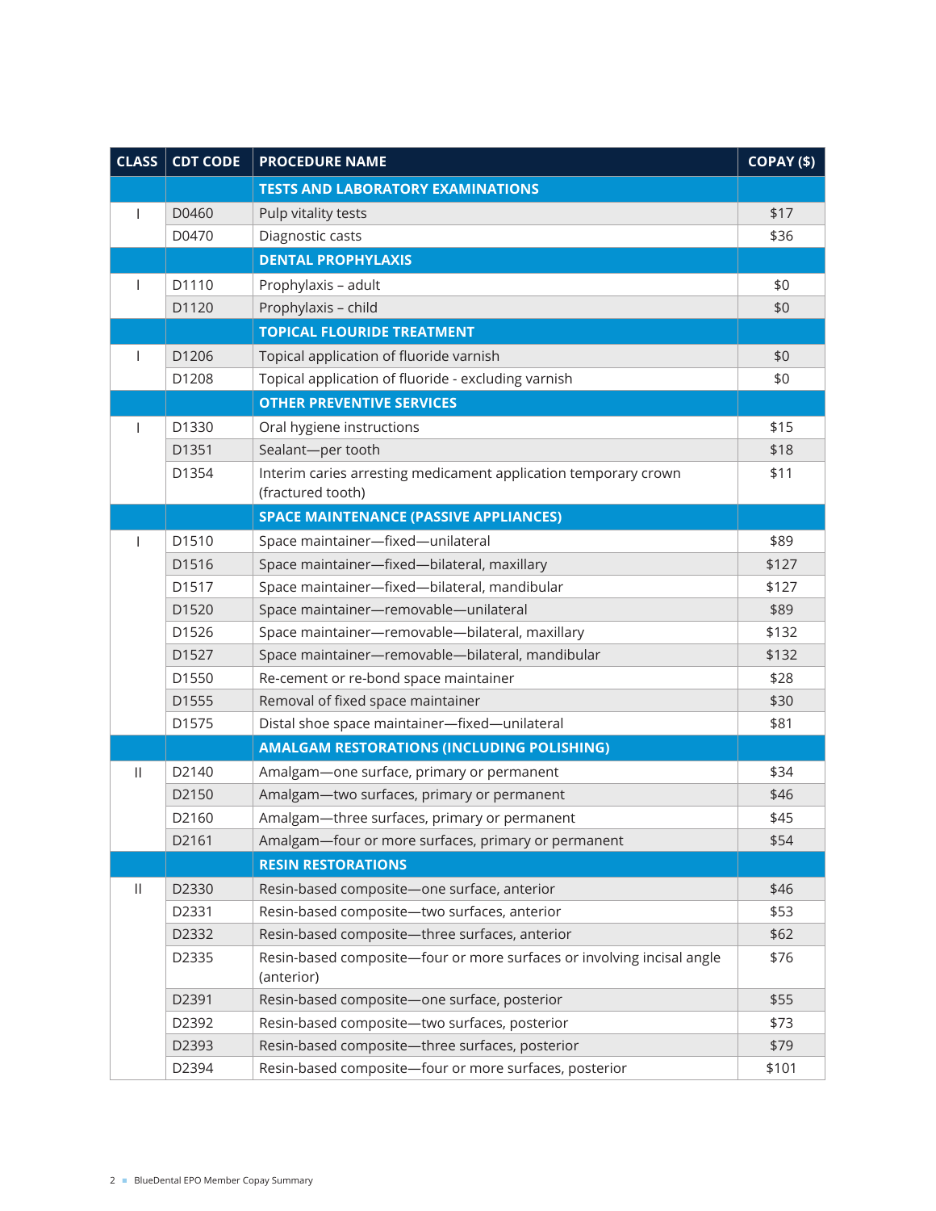| CLASS | CDT CODE | PROCEDURE NAME | COPAY ($) |
|---|---|---|---|
| | | **TESTS AND LABORATORY EXAMINATIONS** | |
| I | D0460 | Pulp vitality tests | $17 |
| | D0470 | Diagnostic casts | $36 |
| | | **DENTAL PROPHYLAXIS** | |
| I | D1110 | Prophylaxis – adult | $0 |
| | D1120 | Prophylaxis – child | $0 |
| | | **TOPICAL FLOURIDE TREATMENT** | |
| I | D1206 | Topical application of fluoride varnish | $0 |
| | D1208 | Topical application of fluoride - excluding varnish | $0 |
| | | **OTHER PREVENTIVE SERVICES** | |
| I | D1330 | Oral hygiene instructions | $15 |
| | D1351 | Sealant—per tooth | $18 |
| | D1354 | Interim caries arresting medicament application temporary crown (fractured tooth) | $11 |
| | | **SPACE MAINTENANCE (PASSIVE APPLIANCES)** | |
| I | D1510 | Space maintainer—fixed—unilateral | $89 |
| | D1516 | Space maintainer—fixed—bilateral, maxillary | $127 |
| | D1517 | Space maintainer—fixed—bilateral, mandibular | $127 |
| | D1520 | Space maintainer—removable—unilateral | $89 |
| | D1526 | Space maintainer—removable—bilateral, maxillary | $132 |
| | D1527 | Space maintainer—removable—bilateral, mandibular | $132 |
| | D1550 | Re-cement or re-bond space maintainer | $28 |
| | D1555 | Removal of fixed space maintainer | $30 |
| | D1575 | Distal shoe space maintainer—fixed—unilateral | $81 |
| | | **AMALGAM RESTORATIONS (INCLUDING POLISHING)** | |
| II | D2140 | Amalgam—one surface, primary or permanent | $34 |
| | D2150 | Amalgam—two surfaces, primary or permanent | $46 |
| | D2160 | Amalgam—three surfaces, primary or permanent | $45 |
| | D2161 | Amalgam—four or more surfaces, primary or permanent | $54 |
| | | **RESIN RESTORATIONS** | |
| II | D2330 | Resin-based composite—one surface, anterior | $46 |
| | D2331 | Resin-based composite—two surfaces, anterior | $53 |
| | D2332 | Resin-based composite—three surfaces, anterior | $62 |
| | D2335 | Resin-based composite—four or more surfaces or involving incisal angle (anterior) | $76 |
| | D2391 | Resin-based composite—one surface, posterior | $55 |
| | D2392 | Resin-based composite—two surfaces, posterior | $73 |
| | D2393 | Resin-based composite—three surfaces, posterior | $79 |
| | D2394 | Resin-based composite—four or more surfaces, posterior | $101 |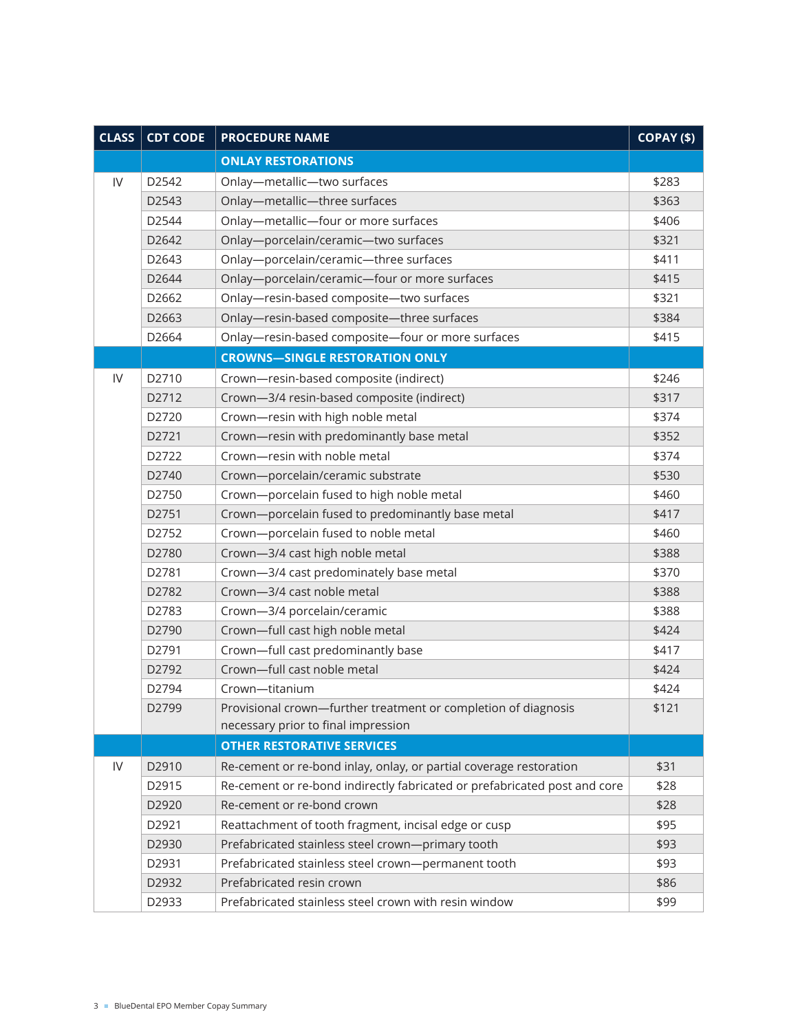| CLASS | CDT CODE | PROCEDURE NAME | COPAY ($) |
| --- | --- | --- | --- |
| | | **ONLAY RESTORATIONS** | |
| IV | D2542 | Onlay—metallic—two surfaces | $283 |
| | D2543 | Onlay—metallic—three surfaces | $363 |
| | D2544 | Onlay—metallic—four or more surfaces | $406 |
| | D2642 | Onlay—porcelain/ceramic—two surfaces | $321 |
| | D2643 | Onlay—porcelain/ceramic—three surfaces | $411 |
| | D2644 | Onlay—porcelain/ceramic—four or more surfaces | $415 |
| | D2662 | Onlay—resin-based composite—two surfaces | $321 |
| | D2663 | Onlay—resin-based composite—three surfaces | $384 |
| | D2664 | Onlay—resin-based composite—four or more surfaces | $415 |
| | | **CROWNS—SINGLE RESTORATION ONLY** | |
| IV | D2710 | Crown—resin-based composite (indirect) | $246 |
| | D2712 | Crown—3/4 resin-based composite (indirect) | $317 |
| | D2720 | Crown—resin with high noble metal | $374 |
| | D2721 | Crown—resin with predominantly base metal | $352 |
| | D2722 | Crown—resin with noble metal | $374 |
| | D2740 | Crown—porcelain/ceramic substrate | $530 |
| | D2750 | Crown—porcelain fused to high noble metal | $460 |
| | D2751 | Crown—porcelain fused to predominantly base metal | $417 |
| | D2752 | Crown—porcelain fused to noble metal | $460 |
| | D2780 | Crown—3/4 cast high noble metal | $388 |
| | D2781 | Crown—3/4 cast predominately base metal | $370 |
| | D2782 | Crown—3/4 cast noble metal | $388 |
| | D2783 | Crown—3/4 porcelain/ceramic | $388 |
| | D2790 | Crown—full cast high noble metal | $424 |
| | D2791 | Crown—full cast predominantly base | $417 |
| | D2792 | Crown—full cast noble metal | $424 |
| | D2794 | Crown—titanium | $424 |
| | D2799 | Provisional crown—further treatment or completion of diagnosis necessary prior to final impression | $121 |
| | | **OTHER RESTORATIVE SERVICES** | |
| IV | D2910 | Re-cement or re-bond inlay, onlay, or partial coverage restoration | $31 |
| | D2915 | Re-cement or re-bond indirectly fabricated or prefabricated post and core | $28 |
| | D2920 | Re-cement or re-bond crown | $28 |
| | D2921 | Reattachment of tooth fragment, incisal edge or cusp | $95 |
| | D2930 | Prefabricated stainless steel crown—primary tooth | $93 |
| | D2931 | Prefabricated stainless steel crown—permanent tooth | $93 |
| | D2932 | Prefabricated resin crown | $86 |
| | D2933 | Prefabricated stainless steel crown with resin window | $99 |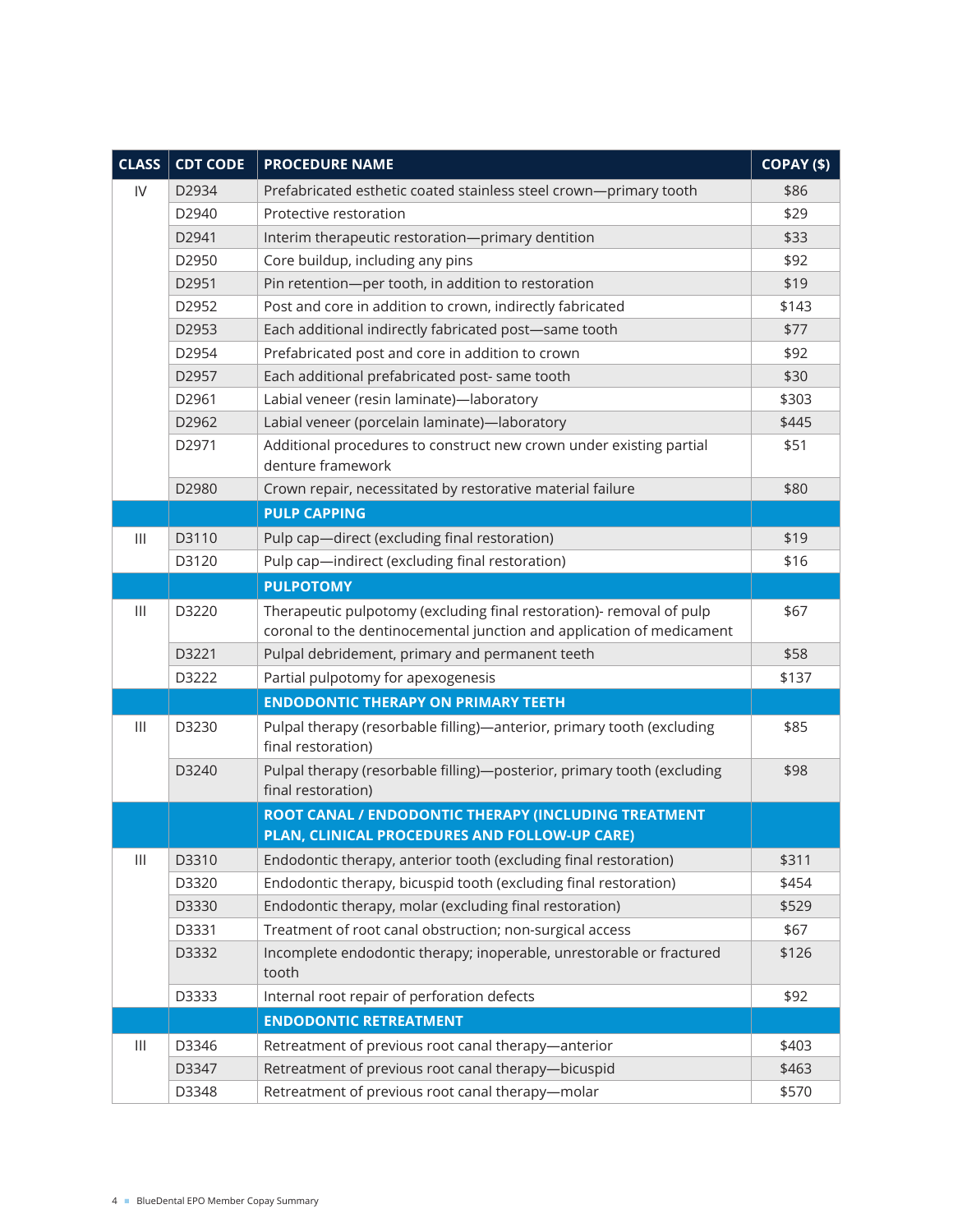| CLASS | CDT CODE | PROCEDURE NAME | COPAY ($) |
|---|---|---|---|
| IV | D2934 | Prefabricated esthetic coated stainless steel crown—primary tooth | $86 |
| | D2940 | Protective restoration | $29 |
| | D2941 | Interim therapeutic restoration—primary dentition | $33 |
| | D2950 | Core buildup, including any pins | $92 |
| | D2951 | Pin retention—per tooth, in addition to restoration | $19 |
| | D2952 | Post and core in addition to crown, indirectly fabricated | $143 |
| | D2953 | Each additional indirectly fabricated post—same tooth | $77 |
| | D2954 | Prefabricated post and core in addition to crown | $92 |
| | D2957 | Each additional prefabricated post- same tooth | $30 |
| | D2961 | Labial veneer (resin laminate)—laboratory | $303 |
| | D2962 | Labial veneer (porcelain laminate)—laboratory | $445 |
| | D2971 | Additional procedures to construct new crown under existing partial denture framework | $51 |
| | D2980 | Crown repair, necessitated by restorative material failure | $80 |
| | | **PULP CAPPING** | |
| III | D3110 | Pulp cap—direct (excluding final restoration) | $19 |
| | D3120 | Pulp cap—indirect (excluding final restoration) | $16 |
| | | **PULPOTOMY** | |
| III | D3220 | Therapeutic pulpotomy (excluding final restoration)- removal of pulp coronal to the dentinocemental junction and application of medicament | $67 |
| | D3221 | Pulpal debridement, primary and permanent teeth | $58 |
| | D3222 | Partial pulpotomy for apexogenesis | $137 |
| | | **ENDODONTIC THERAPY ON PRIMARY TEETH** | |
| III | D3230 | Pulpal therapy (resorbable filling)—anterior, primary tooth (excluding final restoration) | $85 |
| | D3240 | Pulpal therapy (resorbable filling)—posterior, primary tooth (excluding final restoration) | $98 |
| | | **ROOT CANAL / ENDODONTIC THERAPY (INCLUDING TREATMENT PLAN, CLINICAL PROCEDURES AND FOLLOW-UP CARE)** | |
| III | D3310 | Endodontic therapy, anterior tooth (excluding final restoration) | $311 |
| | D3320 | Endodontic therapy, bicuspid tooth (excluding final restoration) | $454 |
| | D3330 | Endodontic therapy, molar (excluding final restoration) | $529 |
| | D3331 | Treatment of root canal obstruction; non-surgical access | $67 |
| | D3332 | Incomplete endodontic therapy; inoperable, unrestorable or fractured tooth | $126 |
| | D3333 | Internal root repair of perforation defects | $92 |
| | | **ENDODONTIC RETREATMENT** | |
| III | D3346 | Retreatment of previous root canal therapy—anterior | $403 |
| | D3347 | Retreatment of previous root canal therapy—bicuspid | $463 |
| | D3348 | Retreatment of previous root canal therapy—molar | $570 |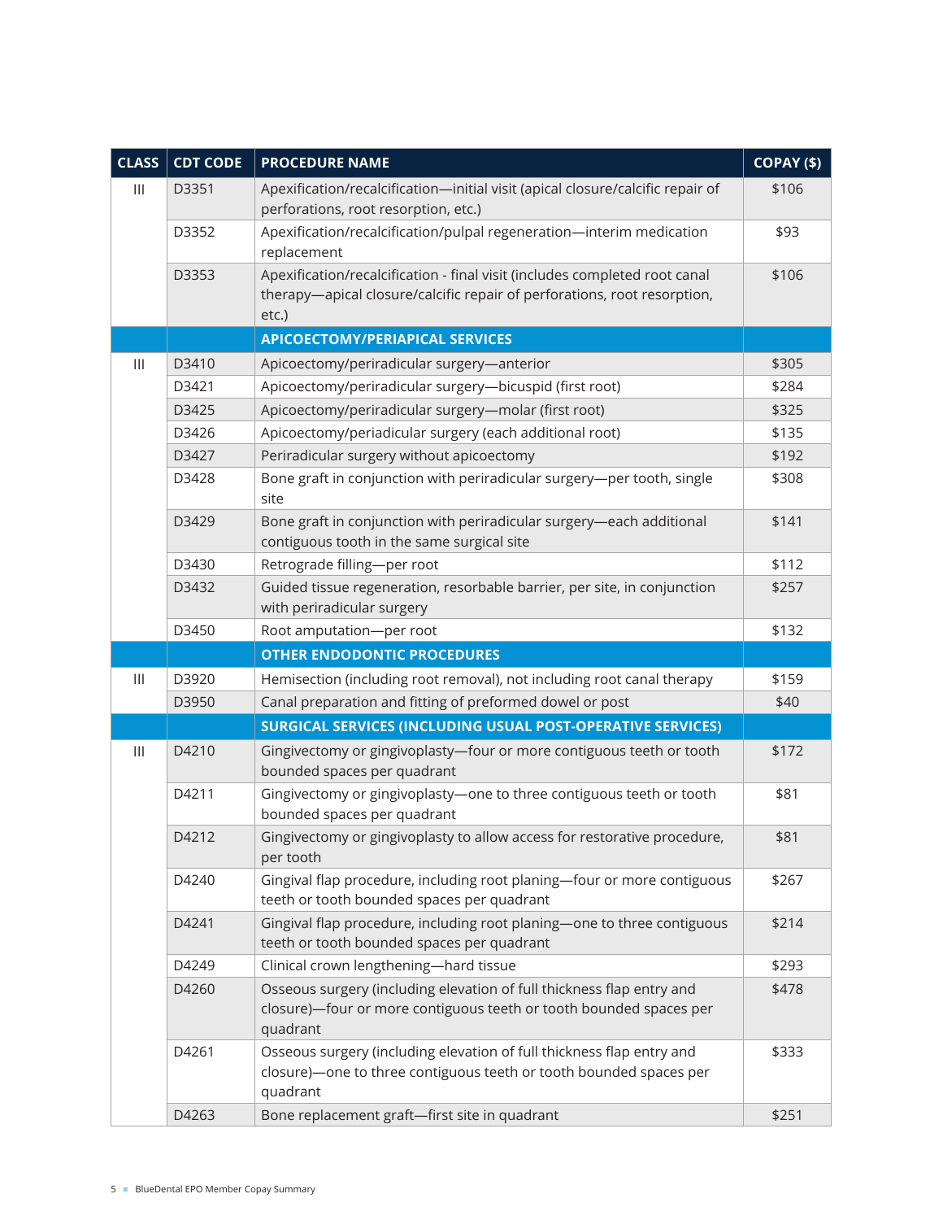| CLASS | CDT CODE | PROCEDURE NAME | COPAY ($) |
|---|---|---|---|
| III | D3351 | Apexification/recalcification—initial visit (apical closure/calcific repair of perforations, root resorption, etc.) | $106 |
| | D3352 | Apexification/recalcification/pulpal regeneration—interim medication replacement | $93 |
| | D3353 | Apexification/recalcification - final visit (includes completed root canal therapy—apical closure/calcific repair of perforations, root resorption, etc.) | $106 |
| | | **APICOECTOMY/PERIAPICAL SERVICES** | |
| III | D3410 | Apicoectomy/periradicular surgery—anterior | $305 |
| | D3421 | Apicoectomy/periradicular surgery—bicuspid (first root) | $284 |
| | D3425 | Apicoectomy/periradicular surgery—molar (first root) | $325 |
| | D3426 | Apicoectomy/periadicular surgery (each additional root) | $135 |
| | D3427 | Periradicular surgery without apicoectomy | $192 |
| | D3428 | Bone graft in conjunction with periradicular surgery—per tooth, single site | $308 |
| | D3429 | Bone graft in conjunction with periradicular surgery—each additional contiguous tooth in the same surgical site | $141 |
| | D3430 | Retrograde filling—per root | $112 |
| | D3432 | Guided tissue regeneration, resorbable barrier, per site, in conjunction with periradicular surgery | $257 |
| | D3450 | Root amputation—per root | $132 |
| | | **OTHER ENDODONTIC PROCEDURES** | |
| III | D3920 | Hemisection (including root removal), not including root canal therapy | $159 |
| | D3950 | Canal preparation and fitting of preformed dowel or post | $40 |
| | | **SURGICAL SERVICES (INCLUDING USUAL POST-OPERATIVE SERVICES)** | |
| III | D4210 | Gingivectomy or gingivoplasty—four or more contiguous teeth or tooth bounded spaces per quadrant | $172 |
| | D4211 | Gingivectomy or gingivoplasty—one to three contiguous teeth or tooth bounded spaces per quadrant | $81 |
| | D4212 | Gingivectomy or gingivoplasty to allow access for restorative procedure, per tooth | $81 |
| | D4240 | Gingival flap procedure, including root planing—four or more contiguous teeth or tooth bounded spaces per quadrant | $267 |
| | D4241 | Gingival flap procedure, including root planing—one to three contiguous teeth or tooth bounded spaces per quadrant | $214 |
| | D4249 | Clinical crown lengthening—hard tissue | $293 |
| | D4260 | Osseous surgery (including elevation of full thickness flap entry and closure)—four or more contiguous teeth or tooth bounded spaces per quadrant | $478 |
| | D4261 | Osseous surgery (including elevation of full thickness flap entry and closure)—one to three contiguous teeth or tooth bounded spaces per quadrant | $333 |
| | D4263 | Bone replacement graft—first site in quadrant | $251 |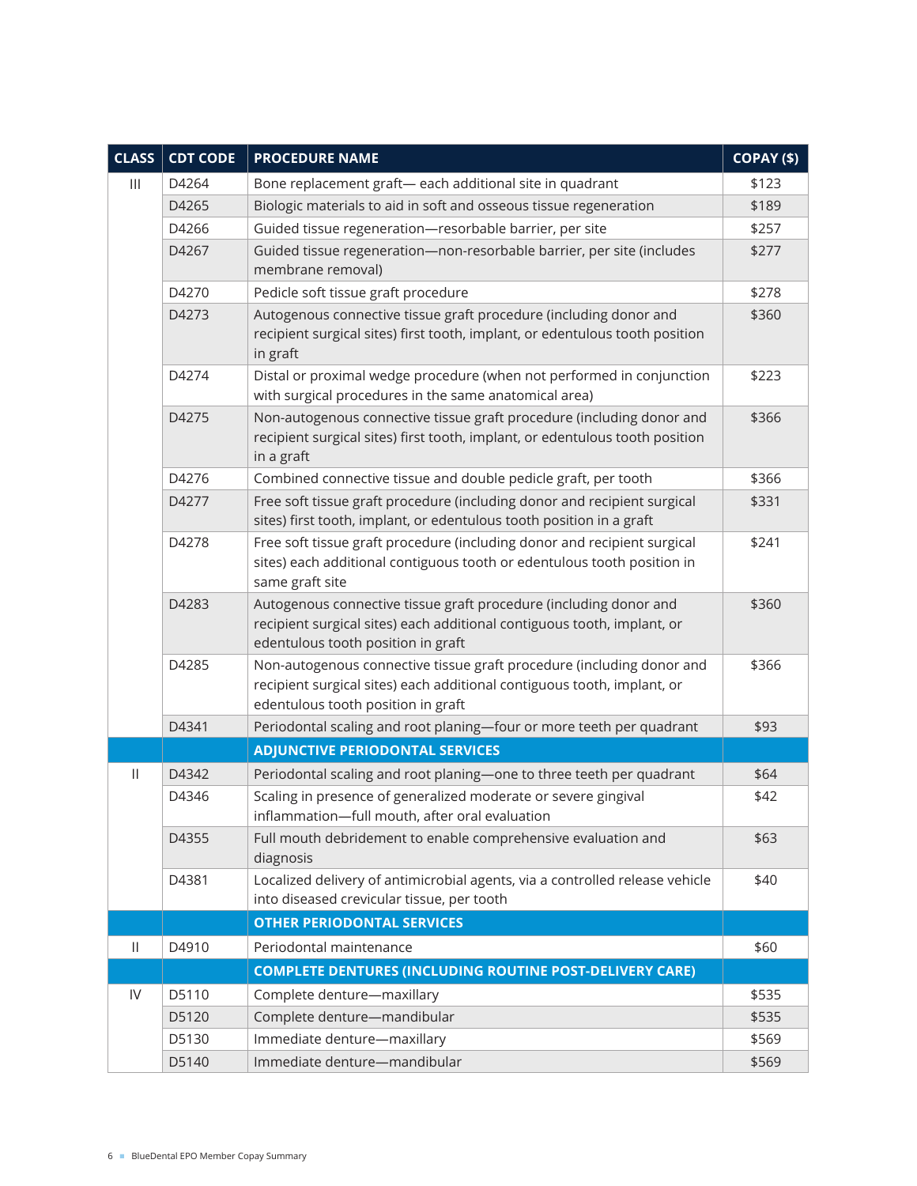| CLASS | CDT CODE | PROCEDURE NAME | COPAY ($) |
|---|---|---|---|
| III | D4264 | Bone replacement graft— each additional site in quadrant | $123 |
| | D4265 | Biologic materials to aid in soft and osseous tissue regeneration | $189 |
| | D4266 | Guided tissue regeneration—resorbable barrier, per site | $257 |
| | D4267 | Guided tissue regeneration—non-resorbable barrier, per site (includes membrane removal) | $277 |
| | D4270 | Pedicle soft tissue graft procedure | $278 |
| | D4273 | Autogenous connective tissue graft procedure (including donor and recipient surgical sites) first tooth, implant, or edentulous tooth position in graft | $360 |
| | D4274 | Distal or proximal wedge procedure (when not performed in conjunction with surgical procedures in the same anatomical area) | $223 |
| | D4275 | Non-autogenous connective tissue graft procedure (including donor and recipient surgical sites) first tooth, implant, or edentulous tooth position in a graft | $366 |
| | D4276 | Combined connective tissue and double pedicle graft, per tooth | $366 |
| | D4277 | Free soft tissue graft procedure (including donor and recipient surgical sites) first tooth, implant, or edentulous tooth position in a graft | $331 |
| | D4278 | Free soft tissue graft procedure (including donor and recipient surgical sites) each additional contiguous tooth or edentulous tooth position in same graft site | $241 |
| | D4283 | Autogenous connective tissue graft procedure (including donor and recipient surgical sites) each additional contiguous tooth, implant, or edentulous tooth position in graft | $360 |
| | D4285 | Non-autogenous connective tissue graft procedure (including donor and recipient surgical sites) each additional contiguous tooth, implant, or edentulous tooth position in graft | $366 |
| | D4341 | Periodontal scaling and root planing—four or more teeth per quadrant | $93 |
| | | **ADJUNCTIVE PERIODONTAL SERVICES** | |
| II | D4342 | Periodontal scaling and root planing—one to three teeth per quadrant | $64 |
| | D4346 | Scaling in presence of generalized moderate or severe gingival inflammation—full mouth, after oral evaluation | $42 |
| | D4355 | Full mouth debridement to enable comprehensive evaluation and diagnosis | $63 |
| | D4381 | Localized delivery of antimicrobial agents, via a controlled release vehicle into diseased crevicular tissue, per tooth | $40 |
| | | **OTHER PERIODONTAL SERVICES** | |
| II | D4910 | Periodontal maintenance | $60 |
| | | **COMPLETE DENTURES (INCLUDING ROUTINE POST-DELIVERY CARE)** | |
| IV | D5110 | Complete denture—maxillary | $535 |
| | D5120 | Complete denture—mandibular | $535 |
| | D5130 | Immediate denture—maxillary | $569 |
| | D5140 | Immediate denture—mandibular | $569 |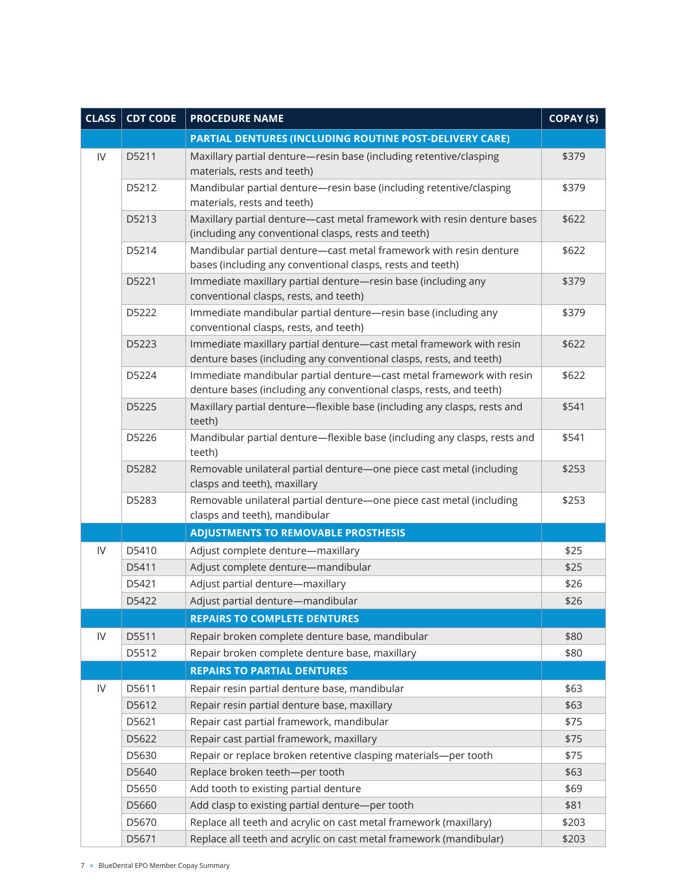| CLASS | CDT CODE | PROCEDURE NAME | COPAY ($) |
|---|---|---|---|
| | | **PARTIAL DENTURES (INCLUDING ROUTINE POST-DELIVERY CARE)** | |
| IV | D5211 | Maxillary partial denture—resin base (including retentive/clasping materials, rests and teeth) | $379 |
| | D5212 | Mandibular partial denture—resin base (including retentive/clasping materials, rests and teeth) | $379 |
| | D5213 | Maxillary partial denture—cast metal framework with resin denture bases (including any conventional clasps, rests and teeth) | $622 |
| | D5214 | Mandibular partial denture—cast metal framework with resin denture bases (including any conventional clasps, rests and teeth) | $622 |
| | D5221 | Immediate maxillary partial denture—resin base (including any conventional clasps, rests, and teeth) | $379 |
| | D5222 | Immediate mandibular partial denture—resin base (including any conventional clasps, rests, and teeth) | $379 |
| | D5223 | Immediate maxillary partial denture—cast metal framework with resin denture bases (including any conventional clasps, rests, and teeth) | $622 |
| | D5224 | Immediate mandibular partial denture—cast metal framework with resin denture bases (including any conventional clasps, rests, and teeth) | $622 |
| | D5225 | Maxillary partial denture—flexible base (including any clasps, rests and teeth) | $541 |
| | D5226 | Mandibular partial denture—flexible base (including any clasps, rests and teeth) | $541 |
| | D5282 | Removable unilateral partial denture—one piece cast metal (including clasps and teeth), maxillary | $253 |
| | D5283 | Removable unilateral partial denture—one piece cast metal (including clasps and teeth), mandibular | $253 |
| | | **ADJUSTMENTS TO REMOVABLE PROSTHESIS** | |
| IV | D5410 | Adjust complete denture—maxillary | $25 |
| | D5411 | Adjust complete denture—mandibular | $25 |
| | D5421 | Adjust partial denture—maxillary | $26 |
| | D5422 | Adjust partial denture—mandibular | $26 |
| | | **REPAIRS TO COMPLETE DENTURES** | |
| IV | D5511 | Repair broken complete denture base, mandibular | $80 |
| | D5512 | Repair broken complete denture base, maxillary | $80 |
| | | **REPAIRS TO PARTIAL DENTURES** | |
| IV | D5611 | Repair resin partial denture base, mandibular | $63 |
| | D5612 | Repair resin partial denture base, maxillary | $63 |
| | D5621 | Repair cast partial framework, mandibular | $75 |
| | D5622 | Repair cast partial framework, maxillary | $75 |
| | D5630 | Repair or replace broken retentive clasping materials—per tooth | $75 |
| | D5640 | Replace broken teeth—per tooth | $63 |
| | D5650 | Add tooth to existing partial denture | $69 |
| | D5660 | Add clasp to existing partial denture—per tooth | $81 |
| | D5670 | Replace all teeth and acrylic on cast metal framework (maxillary) | $203 |
| | D5671 | Replace all teeth and acrylic on cast metal framework (mandibular) | $203 |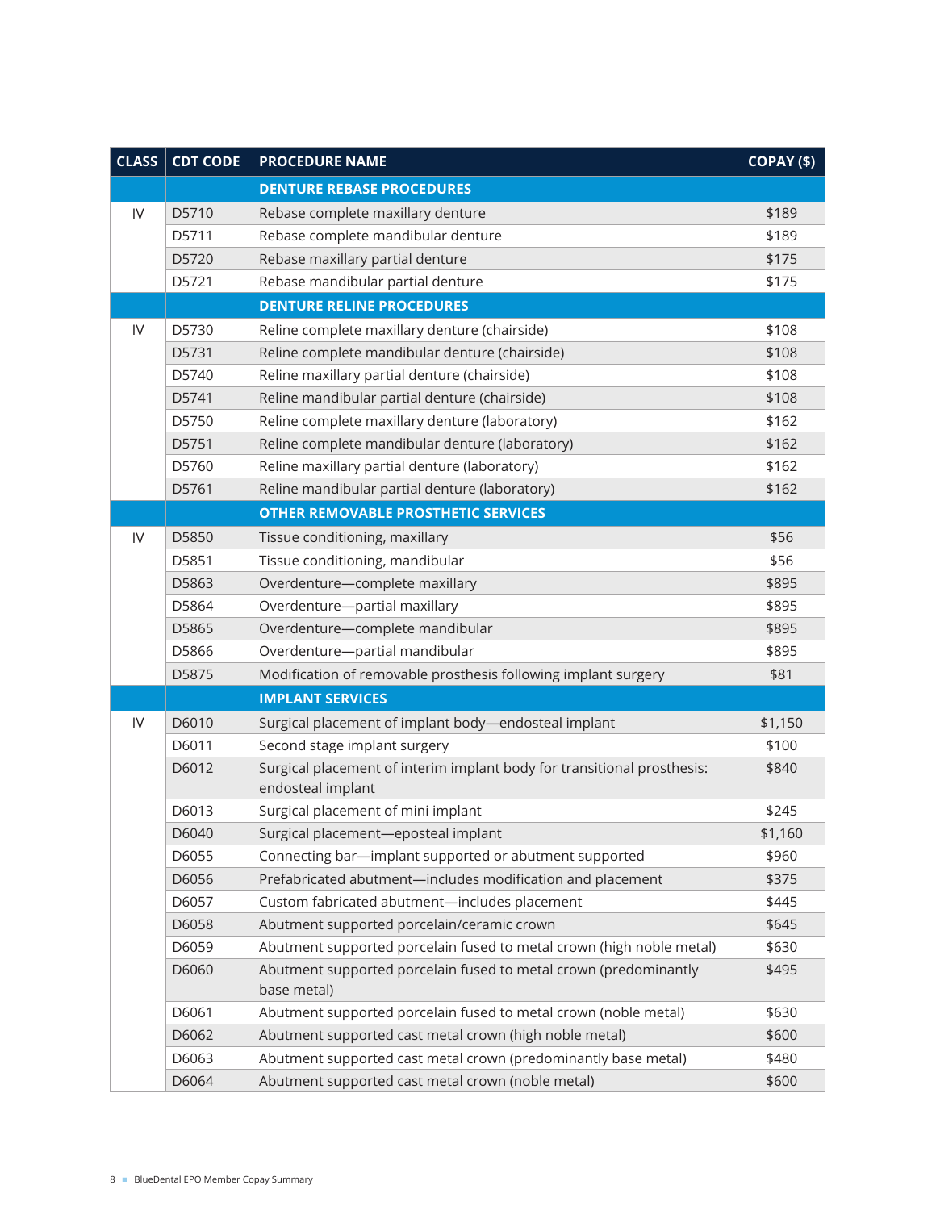| CLASS | CDT CODE | PROCEDURE NAME | COPAY ($) |
|---|---|---|---|
| | | **DENTURE REBASE PROCEDURES** | |
| IV | D5710 | Rebase complete maxillary denture | $189 |
| | D5711 | Rebase complete mandibular denture | $189 |
| | D5720 | Rebase maxillary partial denture | $175 |
| | D5721 | Rebase mandibular partial denture | $175 |
| | | **DENTURE RELINE PROCEDURES** | |
| IV | D5730 | Reline complete maxillary denture (chairside) | $108 |
| | D5731 | Reline complete mandibular denture (chairside) | $108 |
| | D5740 | Reline maxillary partial denture (chairside) | $108 |
| | D5741 | Reline mandibular partial denture (chairside) | $108 |
| | D5750 | Reline complete maxillary denture (laboratory) | $162 |
| | D5751 | Reline complete mandibular denture (laboratory) | $162 |
| | D5760 | Reline maxillary partial denture (laboratory) | $162 |
| | D5761 | Reline mandibular partial denture (laboratory) | $162 |
| | | **OTHER REMOVABLE PROSTHETIC SERVICES** | |
| IV | D5850 | Tissue conditioning, maxillary | $56 |
| | D5851 | Tissue conditioning, mandibular | $56 |
| | D5863 | Overdenture—complete maxillary | $895 |
| | D5864 | Overdenture—partial maxillary | $895 |
| | D5865 | Overdenture—complete mandibular | $895 |
| | D5866 | Overdenture—partial mandibular | $895 |
| | D5875 | Modification of removable prosthesis following implant surgery | $81 |
| | | **IMPLANT SERVICES** | |
| IV | D6010 | Surgical placement of implant body—endosteal implant | $1,150 |
| | D6011 | Second stage implant surgery | $100 |
| | D6012 | Surgical placement of interim implant body for transitional prosthesis: endosteal implant | $840 |
| | D6013 | Surgical placement of mini implant | $245 |
| | D6040 | Surgical placement—eposteal implant | $1,160 |
| | D6055 | Connecting bar—implant supported or abutment supported | $960 |
| | D6056 | Prefabricated abutment—includes modification and placement | $375 |
| | D6057 | Custom fabricated abutment—includes placement | $445 |
| | D6058 | Abutment supported porcelain/ceramic crown | $645 |
| | D6059 | Abutment supported porcelain fused to metal crown (high noble metal) | $630 |
| | D6060 | Abutment supported porcelain fused to metal crown (predominantly base metal) | $495 |
| | D6061 | Abutment supported porcelain fused to metal crown (noble metal) | $630 |
| | D6062 | Abutment supported cast metal crown (high noble metal) | $600 |
| | D6063 | Abutment supported cast metal crown (predominantly base metal) | $480 |
| | D6064 | Abutment supported cast metal crown (noble metal) | $600 |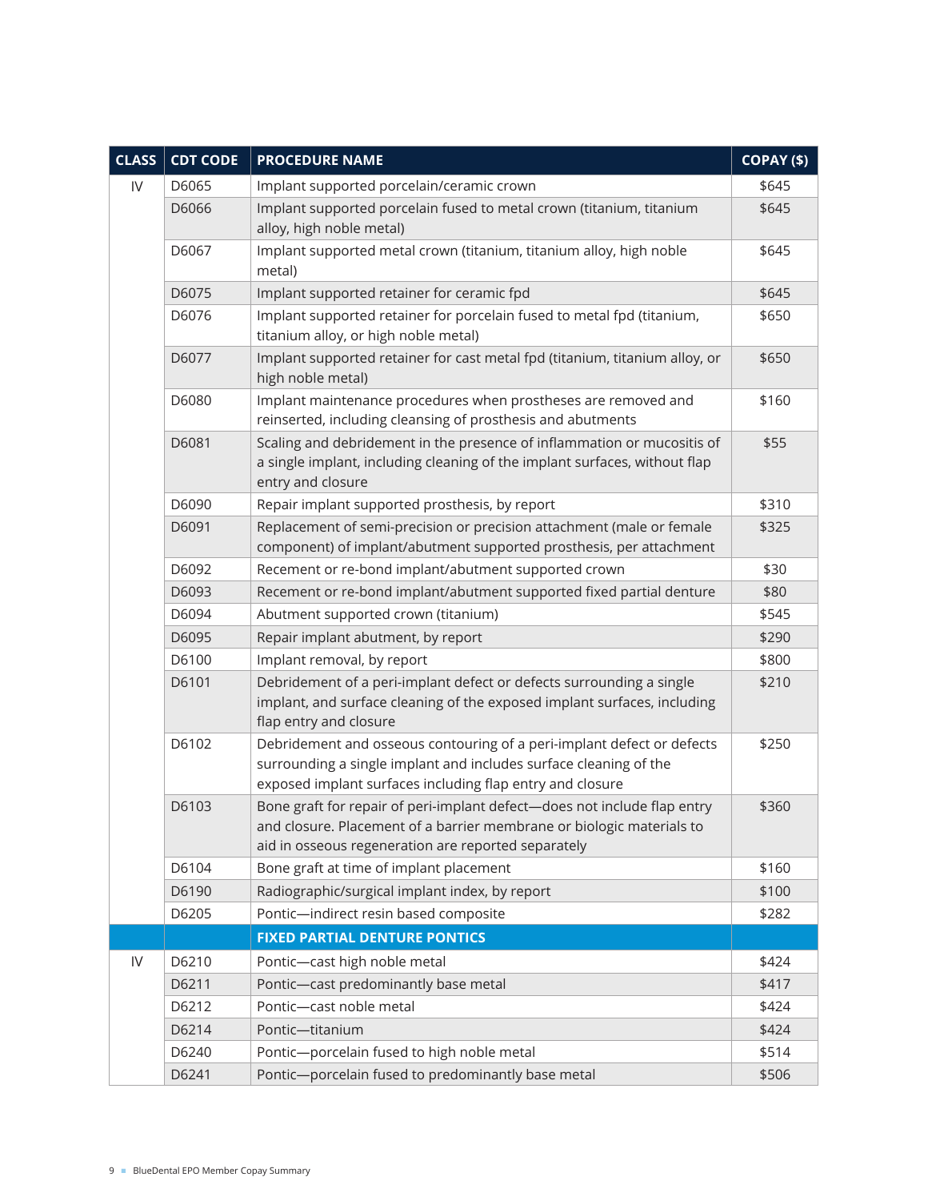| CLASS | CDT CODE | PROCEDURE NAME | COPAY ($) |
|---|---|---|---|
| IV | D6065 | Implant supported porcelain/ceramic crown | $645 |
| | D6066 | Implant supported porcelain fused to metal crown (titanium, titanium alloy, high noble metal) | $645 |
| | D6067 | Implant supported metal crown (titanium, titanium alloy, high noble metal) | $645 |
| | D6075 | Implant supported retainer for ceramic fpd | $645 |
| | D6076 | Implant supported retainer for porcelain fused to metal fpd (titanium, titanium alloy, or high noble metal) | $650 |
| | D6077 | Implant supported retainer for cast metal fpd (titanium, titanium alloy, or high noble metal) | $650 |
| | D6080 | Implant maintenance procedures when prostheses are removed and reinserted, including cleansing of prosthesis and abutments | $160 |
| | D6081 | Scaling and debridement in the presence of inflammation or mucositis of a single implant, including cleaning of the implant surfaces, without flap entry and closure | $55 |
| | D6090 | Repair implant supported prosthesis, by report | $310 |
| | D6091 | Replacement of semi-precision or precision attachment (male or female component) of implant/abutment supported prosthesis, per attachment | $325 |
| | D6092 | Recement or re-bond implant/abutment supported crown | $30 |
| | D6093 | Recement or re-bond implant/abutment supported fixed partial denture | $80 |
| | D6094 | Abutment supported crown (titanium) | $545 |
| | D6095 | Repair implant abutment, by report | $290 |
| | D6100 | Implant removal, by report | $800 |
| | D6101 | Debridement of a peri-implant defect or defects surrounding a single implant, and surface cleaning of the exposed implant surfaces, including flap entry and closure | $210 |
| | D6102 | Debridement and osseous contouring of a peri-implant defect or defects surrounding a single implant and includes surface cleaning of the exposed implant surfaces including flap entry and closure | $250 |
| | D6103 | Bone graft for repair of peri-implant defect—does not include flap entry and closure. Placement of a barrier membrane or biologic materials to aid in osseous regeneration are reported separately | $360 |
| | D6104 | Bone graft at time of implant placement | $160 |
| | D6190 | Radiographic/surgical implant index, by report | $100 |
| | D6205 | Pontic—indirect resin based composite | $282 |
| | | **FIXED PARTIAL DENTURE PONTICS** | |
| IV | D6210 | Pontic—cast high noble metal | $424 |
| | D6211 | Pontic—cast predominantly base metal | $417 |
| | D6212 | Pontic—cast noble metal | $424 |
| | D6214 | Pontic—titanium | $424 |
| | D6240 | Pontic—porcelain fused to high noble metal | $514 |
| | D6241 | Pontic—porcelain fused to predominantly base metal | $506 |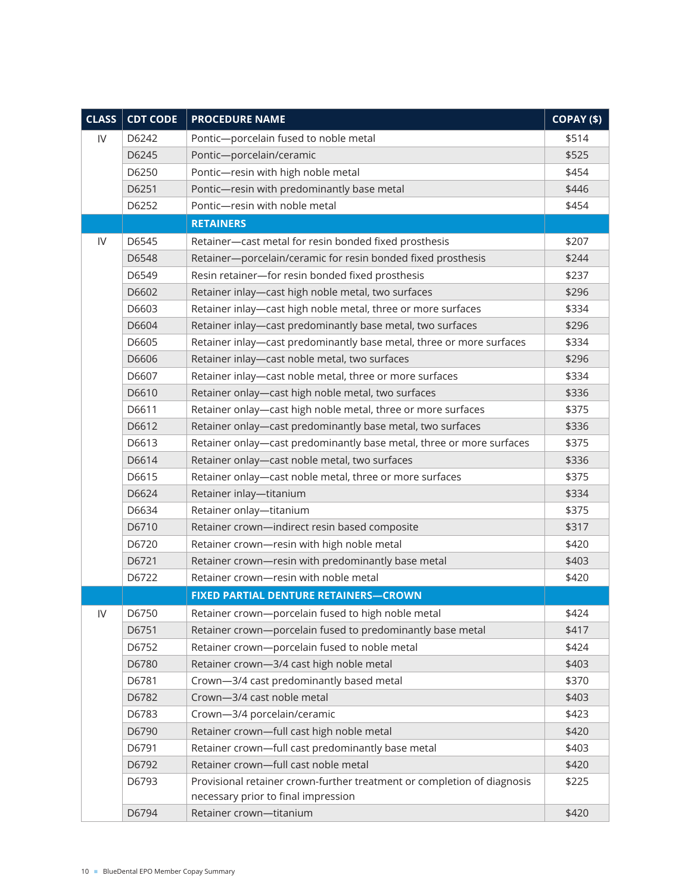| CLASS | CDT CODE | PROCEDURE NAME | COPAY ($) |
|---|---|---|---|
| IV | D6242 | Pontic—porcelain fused to noble metal | $514 |
| | D6245 | Pontic—porcelain/ceramic | $525 |
| | D6250 | Pontic—resin with high noble metal | $454 |
| | D6251 | Pontic—resin with predominantly base metal | $446 |
| | D6252 | Pontic—resin with noble metal | $454 |
| | | **RETAINERS** | |
| IV | D6545 | Retainer—cast metal for resin bonded fixed prosthesis | $207 |
| | D6548 | Retainer—porcelain/ceramic for resin bonded fixed prosthesis | $244 |
| | D6549 | Resin retainer—for resin bonded fixed prosthesis | $237 |
| | D6602 | Retainer inlay—cast high noble metal, two surfaces | $296 |
| | D6603 | Retainer inlay—cast high noble metal, three or more surfaces | $334 |
| | D6604 | Retainer inlay—cast predominantly base metal, two surfaces | $296 |
| | D6605 | Retainer inlay—cast predominantly base metal, three or more surfaces | $334 |
| | D6606 | Retainer inlay—cast noble metal, two surfaces | $296 |
| | D6607 | Retainer inlay—cast noble metal, three or more surfaces | $334 |
| | D6610 | Retainer onlay—cast high noble metal, two surfaces | $336 |
| | D6611 | Retainer onlay—cast high noble metal, three or more surfaces | $375 |
| | D6612 | Retainer onlay—cast predominantly base metal, two surfaces | $336 |
| | D6613 | Retainer onlay—cast predominantly base metal, three or more surfaces | $375 |
| | D6614 | Retainer onlay—cast noble metal, two surfaces | $336 |
| | D6615 | Retainer onlay—cast noble metal, three or more surfaces | $375 |
| | D6624 | Retainer inlay—titanium | $334 |
| | D6634 | Retainer onlay—titanium | $375 |
| | D6710 | Retainer crown—indirect resin based composite | $317 |
| | D6720 | Retainer crown—resin with high noble metal | $420 |
| | D6721 | Retainer crown—resin with predominantly base metal | $403 |
| | D6722 | Retainer crown—resin with noble metal | $420 |
| | | **FIXED PARTIAL DENTURE RETAINERS—CROWN** | |
| IV | D6750 | Retainer crown—porcelain fused to high noble metal | $424 |
| | D6751 | Retainer crown—porcelain fused to predominantly base metal | $417 |
| | D6752 | Retainer crown—porcelain fused to noble metal | $424 |
| | D6780 | Retainer crown—3/4 cast high noble metal | $403 |
| | D6781 | Crown—3/4 cast predominantly based metal | $370 |
| | D6782 | Crown—3/4 cast noble metal | $403 |
| | D6783 | Crown—3/4 porcelain/ceramic | $423 |
| | D6790 | Retainer crown—full cast high noble metal | $420 |
| | D6791 | Retainer crown—full cast predominantly base metal | $403 |
| | D6792 | Retainer crown—full cast noble metal | $420 |
| | D6793 | Provisional retainer crown-further treatment or completion of diagnosis necessary prior to final impression | $225 |
| | D6794 | Retainer crown—titanium | $420 |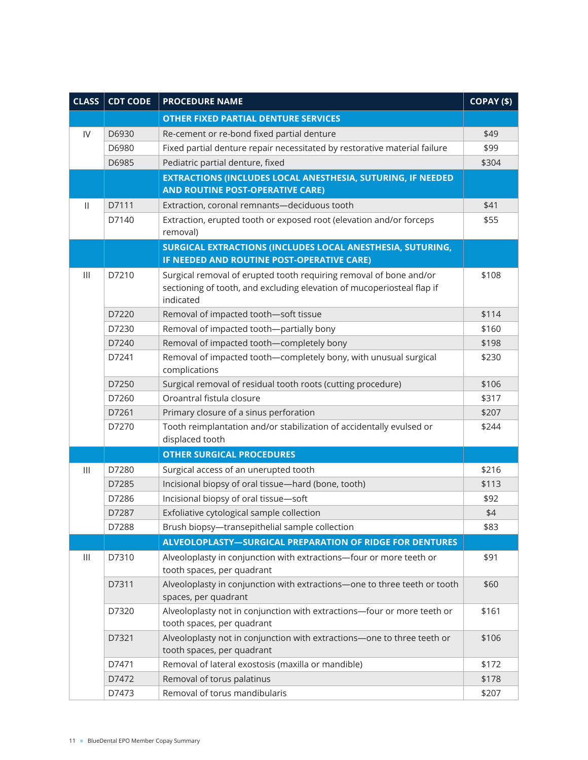| CLASS | CDT CODE | PROCEDURE NAME | COPAY ($) |
|---|---|---|---|
| | | **OTHER FIXED PARTIAL DENTURE SERVICES** | |
| IV | D6930 | Re-cement or re-bond fixed partial denture | $49 |
| | D6980 | Fixed partial denture repair necessitated by restorative material failure | $99 |
| | D6985 | Pediatric partial denture, fixed | $304 |
| | | **EXTRACTIONS (INCLUDES LOCAL ANESTHESIA, SUTURING, IF NEEDED AND ROUTINE POST-OPERATIVE CARE)** | |
| II | D7111 | Extraction, coronal remnants—deciduous tooth | $41 |
| | D7140 | Extraction, erupted tooth or exposed root (elevation and/or forceps removal) | $55 |
| | | **SURGICAL EXTRACTIONS (INCLUDES LOCAL ANESTHESIA, SUTURING, IF NEEDED AND ROUTINE POST-OPERATIVE CARE)** | |
| III | D7210 | Surgical removal of erupted tooth requiring removal of bone and/or sectioning of tooth, and excluding elevation of mucoperiosteal flap if indicated | $108 |
| | D7220 | Removal of impacted tooth—soft tissue | $114 |
| | D7230 | Removal of impacted tooth—partially bony | $160 |
| | D7240 | Removal of impacted tooth—completely bony | $198 |
| | D7241 | Removal of impacted tooth—completely bony, with unusual surgical complications | $230 |
| | D7250 | Surgical removal of residual tooth roots (cutting procedure) | $106 |
| | D7260 | Oroantral fistula closure | $317 |
| | D7261 | Primary closure of a sinus perforation | $207 |
| | D7270 | Tooth reimplantation and/or stabilization of accidentally evulsed or displaced tooth | $244 |
| | | **OTHER SURGICAL PROCEDURES** | |
| III | D7280 | Surgical access of an unerupted tooth | $216 |
| | D7285 | Incisional biopsy of oral tissue—hard (bone, tooth) | $113 |
| | D7286 | Incisional biopsy of oral tissue—soft | $92 |
| | D7287 | Exfoliative cytological sample collection | $4 |
| | D7288 | Brush biopsy—transepithelial sample collection | $83 |
| | | **ALVEOLOPLASTY—SURGICAL PREPARATION OF RIDGE FOR DENTURES** | |
| III | D7310 | Alveoloplasty in conjunction with extractions—four or more teeth or tooth spaces, per quadrant | $91 |
| | D7311 | Alveoloplasty in conjunction with extractions—one to three teeth or tooth spaces, per quadrant | $60 |
| | D7320 | Alveoloplasty not in conjunction with extractions—four or more teeth or tooth spaces, per quadrant | $161 |
| | D7321 | Alveoloplasty not in conjunction with extractions—one to three teeth or tooth spaces, per quadrant | $106 |
| | D7471 | Removal of lateral exostosis (maxilla or mandible) | $172 |
| | D7472 | Removal of torus palatinus | $178 |
| | D7473 | Removal of torus mandibularis | $207 |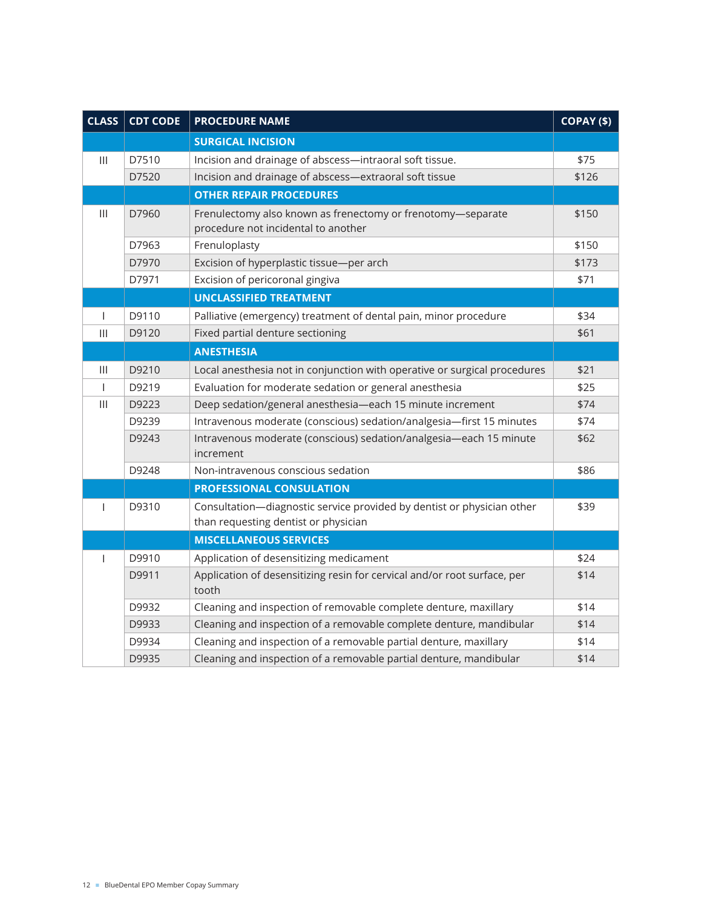| CLASS | CDT CODE | PROCEDURE NAME | COPAY ($) |
|---|---|---|---|
| | | **SURGICAL INCISION** | |
| III | D7510 | Incision and drainage of abscess—intraoral soft tissue. | $75 |
| | D7520 | Incision and drainage of abscess—extraoral soft tissue | $126 |
| | | **OTHER REPAIR PROCEDURES** | |
| III | D7960 | Frenulectomy also known as frenectomy or frenotomy—separate procedure not incidental to another | $150 |
| | D7963 | Frenuloplasty | $150 |
| | D7970 | Excision of hyperplastic tissue—per arch | $173 |
| | D7971 | Excision of pericoronal gingiva | $71 |
| | | **UNCLASSIFIED TREATMENT** | |
| I | D9110 | Palliative (emergency) treatment of dental pain, minor procedure | $34 |
| III | D9120 | Fixed partial denture sectioning | $61 |
| | | **ANESTHESIA** | |
| III | D9210 | Local anesthesia not in conjunction with operative or surgical procedures | $21 |
| I | D9219 | Evaluation for moderate sedation or general anesthesia | $25 |
| III | D9223 | Deep sedation/general anesthesia—each 15 minute increment | $74 |
| | D9239 | Intravenous moderate (conscious) sedation/analgesia—first 15 minutes | $74 |
| | D9243 | Intravenous moderate (conscious) sedation/analgesia—each 15 minute increment | $62 |
| | D9248 | Non-intravenous conscious sedation | $86 |
| | | **PROFESSIONAL CONSULTATION** | |
| I | D9310 | Consultation—diagnostic service provided by dentist or physician other than requesting dentist or physician | $39 |
| | | **MISCELLANEOUS SERVICES** | |
| I | D9910 | Application of desensitizing medicament | $24 |
| | D9911 | Application of desensitizing resin for cervical and/or root surface, per tooth | $14 |
| | D9932 | Cleaning and inspection of removable complete denture, maxillary | $14 |
| | D9933 | Cleaning and inspection of a removable complete denture, mandibular | $14 |
| | D9934 | Cleaning and inspection of a removable partial denture, maxillary | $14 |
| | D9935 | Cleaning and inspection of a removable partial denture, mandibular | $14 |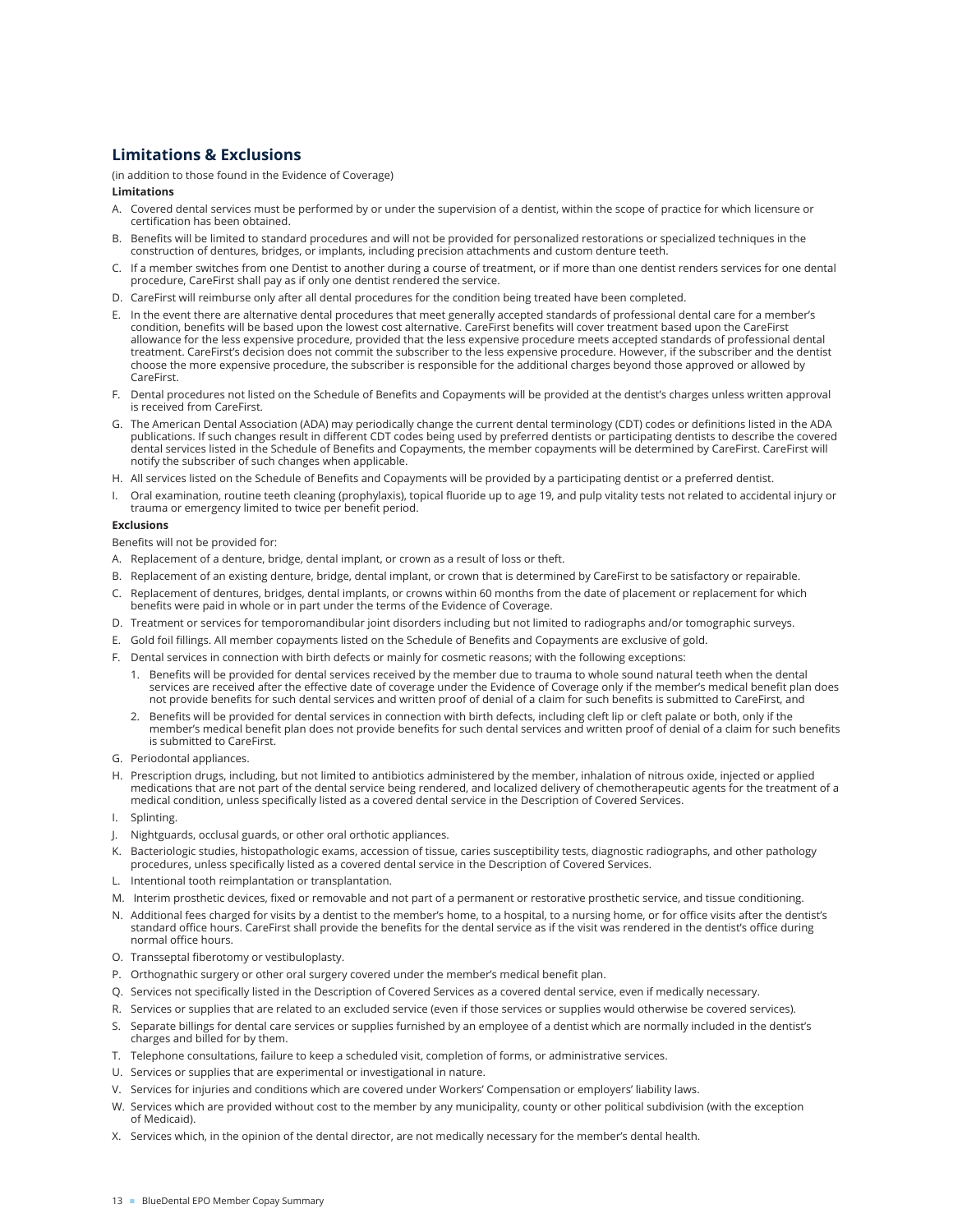## Limitations & Exclusions

(in addition to those found in the Evidence of Coverage)

**Limitations**

A. Covered dental services must be performed by or under the supervision of a dentist, within the scope of practice for which licensure or certification has been obtained.

B. Benefits will be limited to standard procedures and will not be provided for personalized restorations or specialized techniques in the construction of dentures, bridges, or implants, including precision attachments and custom denture teeth.

C. If a member switches from one Dentist to another during a course of treatment, or if more than one dentist renders services for one dental procedure, CareFirst shall pay as if only one dentist rendered the service.

D. CareFirst will reimburse only after all dental procedures for the condition being treated have been completed.

E. In the event there are alternative dental procedures that meet generally accepted standards of professional dental care for a member's condition, benefits will be based upon the lowest cost alternative. CareFirst benefits will cover treatment based upon the CareFirst allowance for the less expensive procedure, provided that the less expensive procedure meets accepted standards of professional dental treatment. CareFirst's decision does not commit the subscriber to the less expensive procedure. However, if the subscriber and the dentist choose the more expensive procedure, the subscriber is responsible for the additional charges beyond those approved or allowed by CareFirst.

F. Dental procedures not listed on the Schedule of Benefits and Copayments will be provided at the dentist's charges unless written approval is received from CareFirst.

G. The American Dental Association (ADA) may periodically change the current dental terminology (CDT) codes or definitions listed in the ADA publications. If such changes result in different CDT codes being used by preferred dentists or participating dentists to describe the covered dental services listed in the Schedule of Benefits and Copayments, the member copayments will be determined by CareFirst. CareFirst will notify the subscriber of such changes when applicable.

H. All services listed on the Schedule of Benefits and Copayments will be provided by a participating dentist or a preferred dentist.

I. Oral examination, routine teeth cleaning (prophylaxis), topical fluoride up to age 19, and pulp vitality tests not related to accidental injury or trauma or emergency limited to twice per benefit period.

**Exclusions**

Benefits will not be provided for:

A. Replacement of a denture, bridge, dental implant, or crown as a result of loss or theft.

B. Replacement of an existing denture, bridge, dental implant, or crown that is determined by CareFirst to be satisfactory or repairable.

C. Replacement of dentures, bridges, dental implants, or crowns within 60 months from the date of placement or replacement for which benefits were paid in whole or in part under the terms of the Evidence of Coverage.

D. Treatment or services for temporomandibular joint disorders including but not limited to radiographs and/or tomographic surveys.

E. Gold foil fillings. All member copayments listed on the Schedule of Benefits and Copayments are exclusive of gold.

F. Dental services in connection with birth defects or mainly for cosmetic reasons; with the following exceptions:

   1. Benefits will be provided for dental services received by the member due to trauma to whole sound natural teeth when the dental services are received after the effective date of coverage under the Evidence of Coverage only if the member's medical benefit plan does not provide benefits for such dental services and written proof of denial of a claim for such benefits is submitted to CareFirst, and

   2. Benefits will be provided for dental services in connection with birth defects, including cleft lip or cleft palate or both, only if the member's medical benefit plan does not provide benefits for such dental services and written proof of denial of a claim for such benefits is submitted to CareFirst.

G. Periodontal appliances.

H. Prescription drugs, including, but not limited to antibiotics administered by the member, inhalation of nitrous oxide, injected or applied medications that are not part of the dental service being rendered, and localized delivery of chemotherapeutic agents for the treatment of a medical condition, unless specifically listed as a covered dental service in the Description of Covered Services.

I. Splinting.

J. Nightguards, occlusal guards, or other oral orthotic appliances.

K. Bacteriologic studies, histopathologic exams, accession of tissue, caries susceptibility tests, diagnostic radiographs, and other pathology procedures, unless specifically listed as a covered dental service in the Description of Covered Services.

L. Intentional tooth reimplantation or transplantation.

M. Interim prosthetic devices, fixed or removable and not part of a permanent or restorative prosthetic service, and tissue conditioning.

N. Additional fees charged for visits by a dentist to the member's home, to a hospital, to a nursing home, or for office visits after the dentist's standard office hours. CareFirst shall provide the benefits for the dental service as if the visit was rendered in the dentist's office during normal office hours.

O. Transseptal fiberotomy or vestibuloplasty.

P. Orthognathic surgery or other oral surgery covered under the member's medical benefit plan.

Q. Services not specifically listed in the Description of Covered Services as a covered dental service, even if medically necessary.

R. Services or supplies that are related to an excluded service (even if those services or supplies would otherwise be covered services).

S. Separate billings for dental care services or supplies furnished by an employee of a dentist which are normally included in the dentist's charges and billed for by them.

T. Telephone consultations, failure to keep a scheduled visit, completion of forms, or administrative services.

U. Services or supplies that are experimental or investigational in nature.

V. Services for injuries and conditions which are covered under Workers' Compensation or employers' liability laws.

W. Services which are provided without cost to the member by any municipality, county or other political subdivision (with the exception of Medicaid).

X. Services which, in the opinion of the dental director, are not medically necessary for the member's dental health.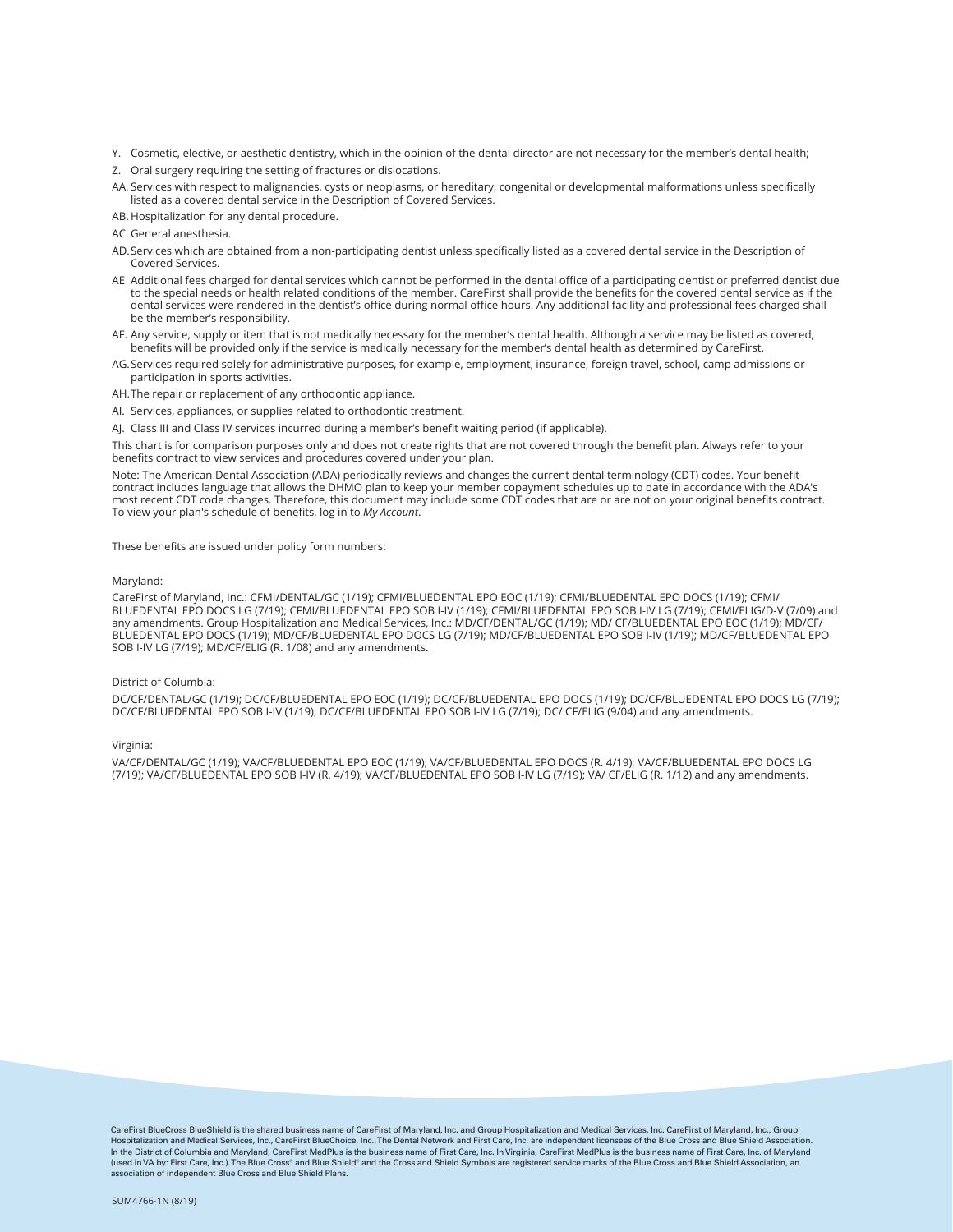Y. Cosmetic, elective, or aesthetic dentistry, which in the opinion of the dental director are not necessary for the member's dental health;

Z. Oral surgery requiring the setting of fractures or dislocations.

AA. Services with respect to malignancies, cysts or neoplasms, or hereditary, congenital or developmental malformations unless specifically listed as a covered dental service in the Description of Covered Services.

AB. Hospitalization for any dental procedure.

AC. General anesthesia.

AD. Services which are obtained from a non-participating dentist unless specifically listed as a covered dental service in the Description of Covered Services.

AE Additional fees charged for dental services which cannot be performed in the dental office of a participating dentist or preferred dentist due to the special needs or health related conditions of the member. CareFirst shall provide the benefits for the covered dental service as if the dental services were rendered in the dentist's office during normal office hours. Any additional facility and professional fees charged shall be the member's responsibility.

AF. Any service, supply or item that is not medically necessary for the member's dental health. Although a service may be listed as covered, benefits will be provided only if the service is medically necessary for the member's dental health as determined by CareFirst.

AG. Services required solely for administrative purposes, for example, employment, insurance, foreign travel, school, camp admissions or participation in sports activities.

AH. The repair or replacement of any orthodontic appliance.

AI. Services, appliances, or supplies related to orthodontic treatment.

AJ. Class III and Class IV services incurred during a member's benefit waiting period (if applicable).

This chart is for comparison purposes only and does not create rights that are not covered through the benefit plan. Always refer to your benefits contract to view services and procedures covered under your plan.

Note: The American Dental Association (ADA) periodically reviews and changes the current dental terminology (CDT) codes. Your benefit contract includes language that allows the DHMO plan to keep your member copayment schedules up to date in accordance with the ADA's most recent CDT code changes. Therefore, this document may include some CDT codes that are or are not on your original benefits contract. To view your plan's schedule of benefits, log in to *My Account*.

These benefits are issued under policy form numbers:

Maryland:

CareFirst of Maryland, Inc.: CFMI/DENTAL/GC (1/19); CFMI/BLUEDENTAL EPO EOC (1/19); CFMI/BLUEDENTAL EPO DOCS (1/19); CFMI/BLUEDENTAL EPO DOCS LG (7/19); CFMI/BLUEDENTAL EPO SOB I-IV (1/19); CFMI/BLUEDENTAL EPO SOB I-IV LG (7/19); CFMI/ELIG/D-V (7/09) and any amendments. Group Hospitalization and Medical Services, Inc.: MD/CF/DENTAL/GC (1/19); MD/ CF/BLUEDENTAL EPO EOC (1/19); MD/CF/BLUEDENTAL EPO DOCS (1/19); MD/CF/BLUEDENTAL EPO DOCS LG (7/19); MD/CF/BLUEDENTAL EPO SOB I-IV (1/19); MD/CF/BLUEDENTAL EPO SOB I-IV LG (7/19); MD/CF/ELIG (R. 1/08) and any amendments.

District of Columbia:

DC/CF/DENTAL/GC (1/19); DC/CF/BLUEDENTAL EPO EOC (1/19); DC/CF/BLUEDENTAL EPO DOCS (1/19); DC/CF/BLUEDENTAL EPO DOCS LG (7/19); DC/CF/BLUEDENTAL EPO SOB I-IV (1/19); DC/CF/BLUEDENTAL EPO SOB I-IV LG (7/19); DC/ CF/ELIG (9/04) and any amendments.

Virginia:

VA/CF/DENTAL/GC (1/19); VA/CF/BLUEDENTAL EPO EOC (1/19); VA/CF/BLUEDENTAL EPO DOCS (R. 4/19); VA/CF/BLUEDENTAL EPO DOCS LG (7/19); VA/CF/BLUEDENTAL EPO SOB I-IV (R. 4/19); VA/CF/BLUEDENTAL EPO SOB I-IV LG (7/19); VA/ CF/ELIG (R. 1/12) and any amendments.

CareFirst BlueCross BlueShield is the shared business name of CareFirst of Maryland, Inc. and Group Hospitalization and Medical Services, Inc. CareFirst of Maryland, Inc., Group Hospitalization and Medical Services, Inc., CareFirst BlueChoice, Inc., The Dental Network and First Care, Inc. are independent licensees of the Blue Cross and Blue Shield Association. In the District of Columbia and Maryland, CareFirst MedPlus is the business name of First Care, Inc. In Virginia, CareFirst MedPlus is the business name of First Care, Inc. of Maryland (used in VA by: First Care, Inc.). The Blue Cross® and Blue Shield® and the Cross and Shield Symbols are registered service marks of the Blue Cross and Blue Shield Association, an association of independent Blue Cross and Blue Shield Plans.

SUM4766-1N (8/19)